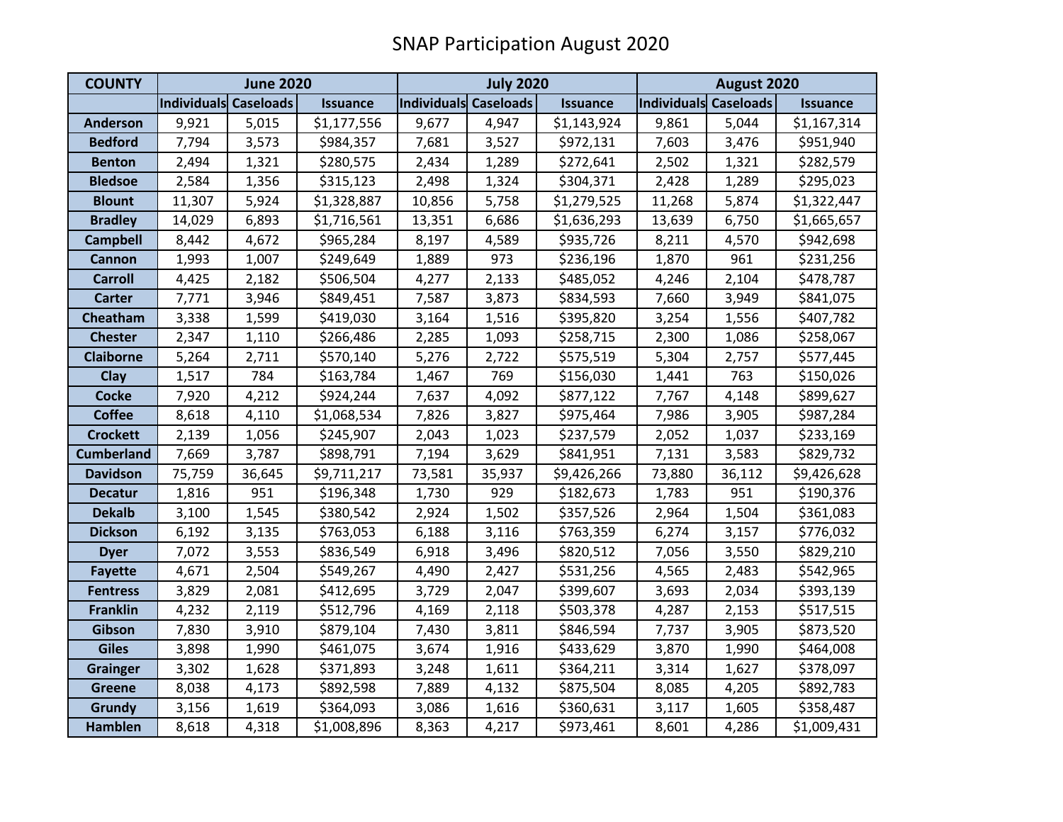# SNAP Participation August 2020

| COUNTY | June 2020 | | | July 2020 | | | August 2020 | | |
|---|---|---|---|---|---|---|---|---|---|
| | Individuals | Caseloads | Issuance | Individuals | Caseloads | Issuance | Individuals | Caseloads | Issuance |
| Anderson | 9,921 | 5,015 | $1,177,556 | 9,677 | 4,947 | $1,143,924 | 9,861 | 5,044 | $1,167,314 |
| Bedford | 7,794 | 3,573 | $984,357 | 7,681 | 3,527 | $972,131 | 7,603 | 3,476 | $951,940 |
| Benton | 2,494 | 1,321 | $280,575 | 2,434 | 1,289 | $272,641 | 2,502 | 1,321 | $282,579 |
| Bledsoe | 2,584 | 1,356 | $315,123 | 2,498 | 1,324 | $304,371 | 2,428 | 1,289 | $295,023 |
| Blount | 11,307 | 5,924 | $1,328,887 | 10,856 | 5,758 | $1,279,525 | 11,268 | 5,874 | $1,322,447 |
| Bradley | 14,029 | 6,893 | $1,716,561 | 13,351 | 6,686 | $1,636,293 | 13,639 | 6,750 | $1,665,657 |
| Campbell | 8,442 | 4,672 | $965,284 | 8,197 | 4,589 | $935,726 | 8,211 | 4,570 | $942,698 |
| Cannon | 1,993 | 1,007 | $249,649 | 1,889 | 973 | $236,196 | 1,870 | 961 | $231,256 |
| Carroll | 4,425 | 2,182 | $506,504 | 4,277 | 2,133 | $485,052 | 4,246 | 2,104 | $478,787 |
| Carter | 7,771 | 3,946 | $849,451 | 7,587 | 3,873 | $834,593 | 7,660 | 3,949 | $841,075 |
| Cheatham | 3,338 | 1,599 | $419,030 | 3,164 | 1,516 | $395,820 | 3,254 | 1,556 | $407,782 |
| Chester | 2,347 | 1,110 | $266,486 | 2,285 | 1,093 | $258,715 | 2,300 | 1,086 | $258,067 |
| Claiborne | 5,264 | 2,711 | $570,140 | 5,276 | 2,722 | $575,519 | 5,304 | 2,757 | $577,445 |
| Clay | 1,517 | 784 | $163,784 | 1,467 | 769 | $156,030 | 1,441 | 763 | $150,026 |
| Cocke | 7,920 | 4,212 | $924,244 | 7,637 | 4,092 | $877,122 | 7,767 | 4,148 | $899,627 |
| Coffee | 8,618 | 4,110 | $1,068,534 | 7,826 | 3,827 | $975,464 | 7,986 | 3,905 | $987,284 |
| Crockett | 2,139 | 1,056 | $245,907 | 2,043 | 1,023 | $237,579 | 2,052 | 1,037 | $233,169 |
| Cumberland | 7,669 | 3,787 | $898,791 | 7,194 | 3,629 | $841,951 | 7,131 | 3,583 | $829,732 |
| Davidson | 75,759 | 36,645 | $9,711,217 | 73,581 | 35,937 | $9,426,266 | 73,880 | 36,112 | $9,426,628 |
| Decatur | 1,816 | 951 | $196,348 | 1,730 | 929 | $182,673 | 1,783 | 951 | $190,376 |
| Dekalb | 3,100 | 1,545 | $380,542 | 2,924 | 1,502 | $357,526 | 2,964 | 1,504 | $361,083 |
| Dickson | 6,192 | 3,135 | $763,053 | 6,188 | 3,116 | $763,359 | 6,274 | 3,157 | $776,032 |
| Dyer | 7,072 | 3,553 | $836,549 | 6,918 | 3,496 | $820,512 | 7,056 | 3,550 | $829,210 |
| Fayette | 4,671 | 2,504 | $549,267 | 4,490 | 2,427 | $531,256 | 4,565 | 2,483 | $542,965 |
| Fentress | 3,829 | 2,081 | $412,695 | 3,729 | 2,047 | $399,607 | 3,693 | 2,034 | $393,139 |
| Franklin | 4,232 | 2,119 | $512,796 | 4,169 | 2,118 | $503,378 | 4,287 | 2,153 | $517,515 |
| Gibson | 7,830 | 3,910 | $879,104 | 7,430 | 3,811 | $846,594 | 7,737 | 3,905 | $873,520 |
| Giles | 3,898 | 1,990 | $461,075 | 3,674 | 1,916 | $433,629 | 3,870 | 1,990 | $464,008 |
| Grainger | 3,302 | 1,628 | $371,893 | 3,248 | 1,611 | $364,211 | 3,314 | 1,627 | $378,097 |
| Greene | 8,038 | 4,173 | $892,598 | 7,889 | 4,132 | $875,504 | 8,085 | 4,205 | $892,783 |
| Grundy | 3,156 | 1,619 | $364,093 | 3,086 | 1,616 | $360,631 | 3,117 | 1,605 | $358,487 |
| Hamblen | 8,618 | 4,318 | $1,008,896 | 8,363 | 4,217 | $973,461 | 8,601 | 4,286 | $1,009,431 |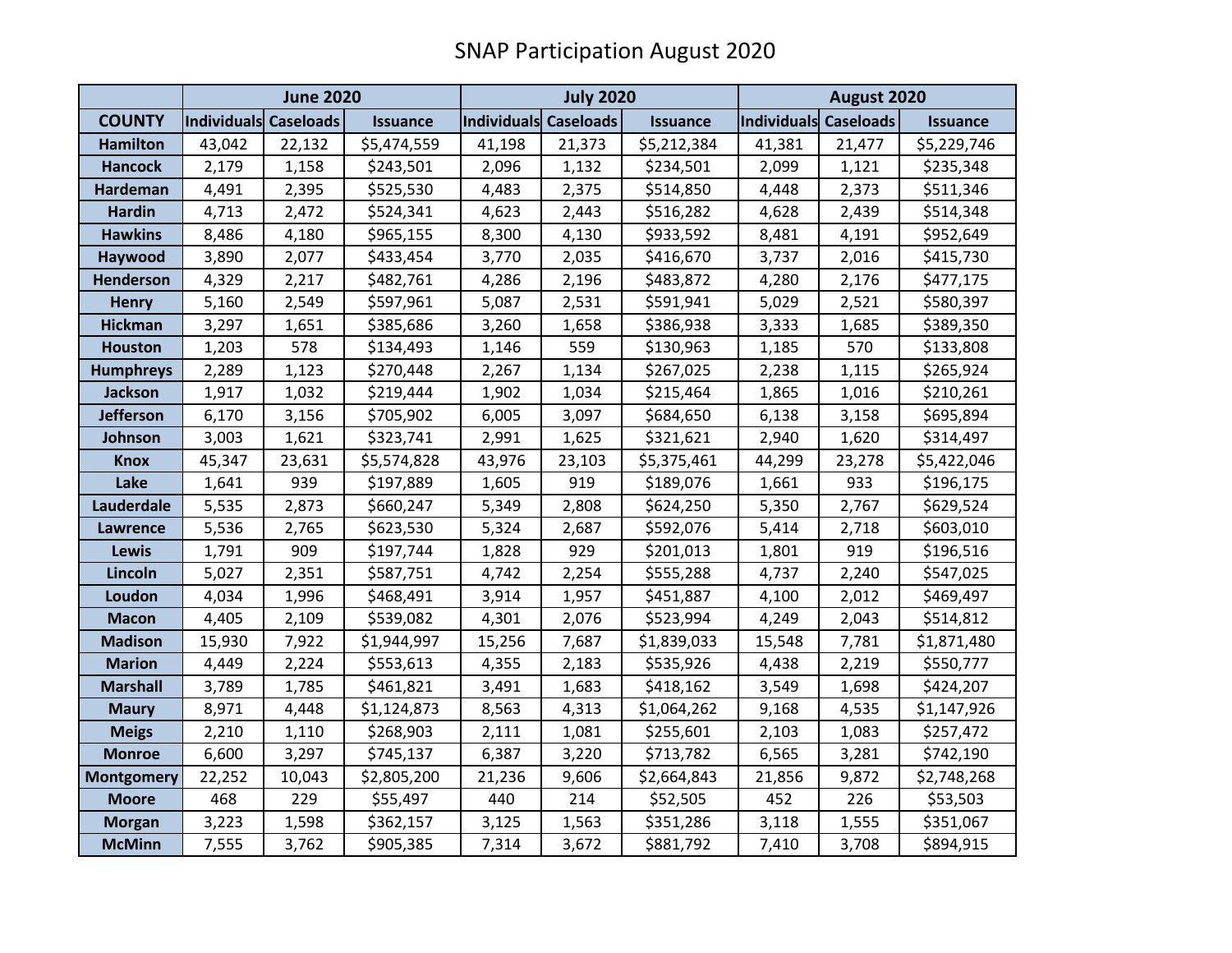# SNAP Participation August 2020

| | June 2020 | | | July 2020 | | | August 2020 | | |
|---|---|---|---|---|---|---|---|---|---|
| **COUNTY** | **Individuals** | **Caseloads** | **Issuance** | **Individuals** | **Caseloads** | **Issuance** | **Individuals** | **Caseloads** | **Issuance** |
| **Hamilton** | 43,042 | 22,132 | $5,474,559 | 41,198 | 21,373 | $5,212,384 | 41,381 | 21,477 | $5,229,746 |
| **Hancock** | 2,179 | 1,158 | $243,501 | 2,096 | 1,132 | $234,501 | 2,099 | 1,121 | $235,348 |
| **Hardeman** | 4,491 | 2,395 | $525,530 | 4,483 | 2,375 | $514,850 | 4,448 | 2,373 | $511,346 |
| **Hardin** | 4,713 | 2,472 | $524,341 | 4,623 | 2,443 | $516,282 | 4,628 | 2,439 | $514,348 |
| **Hawkins** | 8,486 | 4,180 | $965,155 | 8,300 | 4,130 | $933,592 | 8,481 | 4,191 | $952,649 |
| **Haywood** | 3,890 | 2,077 | $433,454 | 3,770 | 2,035 | $416,670 | 3,737 | 2,016 | $415,730 |
| **Henderson** | 4,329 | 2,217 | $482,761 | 4,286 | 2,196 | $483,872 | 4,280 | 2,176 | $477,175 |
| **Henry** | 5,160 | 2,549 | $597,961 | 5,087 | 2,531 | $591,941 | 5,029 | 2,521 | $580,397 |
| **Hickman** | 3,297 | 1,651 | $385,686 | 3,260 | 1,658 | $386,938 | 3,333 | 1,685 | $389,350 |
| **Houston** | 1,203 | 578 | $134,493 | 1,146 | 559 | $130,963 | 1,185 | 570 | $133,808 |
| **Humphreys** | 2,289 | 1,123 | $270,448 | 2,267 | 1,134 | $267,025 | 2,238 | 1,115 | $265,924 |
| **Jackson** | 1,917 | 1,032 | $219,444 | 1,902 | 1,034 | $215,464 | 1,865 | 1,016 | $210,261 |
| **Jefferson** | 6,170 | 3,156 | $705,902 | 6,005 | 3,097 | $684,650 | 6,138 | 3,158 | $695,894 |
| **Johnson** | 3,003 | 1,621 | $323,741 | 2,991 | 1,625 | $321,621 | 2,940 | 1,620 | $314,497 |
| **Knox** | 45,347 | 23,631 | $5,574,828 | 43,976 | 23,103 | $5,375,461 | 44,299 | 23,278 | $5,422,046 |
| **Lake** | 1,641 | 939 | $197,889 | 1,605 | 919 | $189,076 | 1,661 | 933 | $196,175 |
| **Lauderdale** | 5,535 | 2,873 | $660,247 | 5,349 | 2,808 | $624,250 | 5,350 | 2,767 | $629,524 |
| **Lawrence** | 5,536 | 2,765 | $623,530 | 5,324 | 2,687 | $592,076 | 5,414 | 2,718 | $603,010 |
| **Lewis** | 1,791 | 909 | $197,744 | 1,828 | 929 | $201,013 | 1,801 | 919 | $196,516 |
| **Lincoln** | 5,027 | 2,351 | $587,751 | 4,742 | 2,254 | $555,288 | 4,737 | 2,240 | $547,025 |
| **Loudon** | 4,034 | 1,996 | $468,491 | 3,914 | 1,957 | $451,887 | 4,100 | 2,012 | $469,497 |
| **Macon** | 4,405 | 2,109 | $539,082 | 4,301 | 2,076 | $523,994 | 4,249 | 2,043 | $514,812 |
| **Madison** | 15,930 | 7,922 | $1,944,997 | 15,256 | 7,687 | $1,839,033 | 15,548 | 7,781 | $1,871,480 |
| **Marion** | 4,449 | 2,224 | $553,613 | 4,355 | 2,183 | $535,926 | 4,438 | 2,219 | $550,777 |
| **Marshall** | 3,789 | 1,785 | $461,821 | 3,491 | 1,683 | $418,162 | 3,549 | 1,698 | $424,207 |
| **Maury** | 8,971 | 4,448 | $1,124,873 | 8,563 | 4,313 | $1,064,262 | 9,168 | 4,535 | $1,147,926 |
| **Meigs** | 2,210 | 1,110 | $268,903 | 2,111 | 1,081 | $255,601 | 2,103 | 1,083 | $257,472 |
| **Monroe** | 6,600 | 3,297 | $745,137 | 6,387 | 3,220 | $713,782 | 6,565 | 3,281 | $742,190 |
| **Montgomery** | 22,252 | 10,043 | $2,805,200 | 21,236 | 9,606 | $2,664,843 | 21,856 | 9,872 | $2,748,268 |
| **Moore** | 468 | 229 | $55,497 | 440 | 214 | $52,505 | 452 | 226 | $53,503 |
| **Morgan** | 3,223 | 1,598 | $362,157 | 3,125 | 1,563 | $351,286 | 3,118 | 1,555 | $351,067 |
| **McMinn** | 7,555 | 3,762 | $905,385 | 7,314 | 3,672 | $881,792 | 7,410 | 3,708 | $894,915 |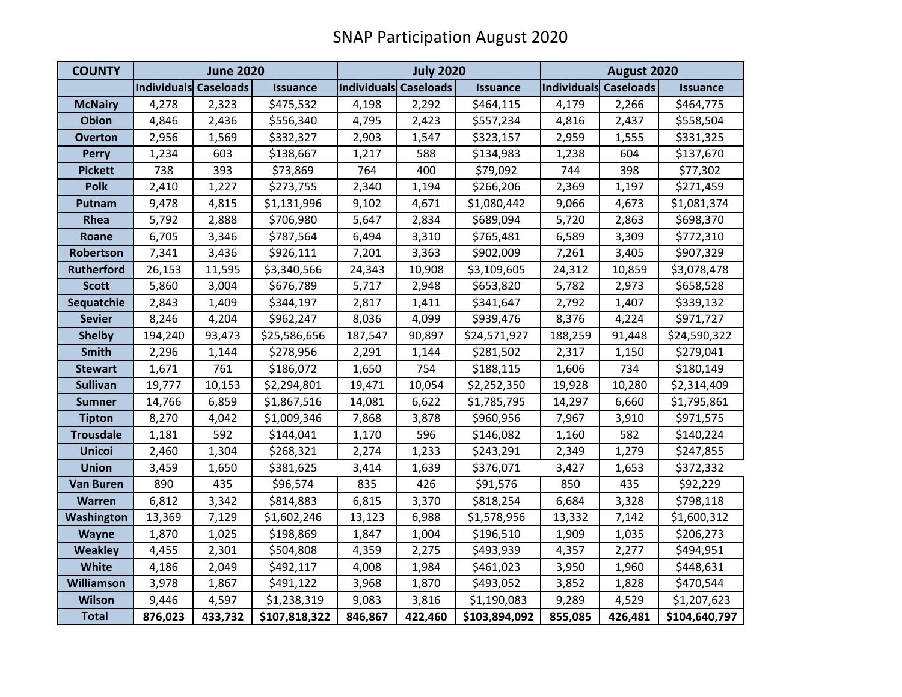# SNAP Participation August 2020

| COUNTY | June 2020 | | | July 2020 | | | August 2020 | | |
|---|---|---|---|---|---|---|---|---|---|
| | Individuals | Caseloads | Issuance | Individuals | Caseloads | Issuance | Individuals | Caseloads | Issuance |
| McNairy | 4,278 | 2,323 | $475,532 | 4,198 | 2,292 | $464,115 | 4,179 | 2,266 | $464,775 |
| Obion | 4,846 | 2,436 | $556,340 | 4,795 | 2,423 | $557,234 | 4,816 | 2,437 | $558,504 |
| Overton | 2,956 | 1,569 | $332,327 | 2,903 | 1,547 | $323,157 | 2,959 | 1,555 | $331,325 |
| Perry | 1,234 | 603 | $138,667 | 1,217 | 588 | $134,983 | 1,238 | 604 | $137,670 |
| Pickett | 738 | 393 | $73,869 | 764 | 400 | $79,092 | 744 | 398 | $77,302 |
| Polk | 2,410 | 1,227 | $273,755 | 2,340 | 1,194 | $266,206 | 2,369 | 1,197 | $271,459 |
| Putnam | 9,478 | 4,815 | $1,131,996 | 9,102 | 4,671 | $1,080,442 | 9,066 | 4,673 | $1,081,374 |
| Rhea | 5,792 | 2,888 | $706,980 | 5,647 | 2,834 | $689,094 | 5,720 | 2,863 | $698,370 |
| Roane | 6,705 | 3,346 | $787,564 | 6,494 | 3,310 | $765,481 | 6,589 | 3,309 | $772,310 |
| Robertson | 7,341 | 3,436 | $926,111 | 7,201 | 3,363 | $902,009 | 7,261 | 3,405 | $907,329 |
| Rutherford | 26,153 | 11,595 | $3,340,566 | 24,343 | 10,908 | $3,109,605 | 24,312 | 10,859 | $3,078,478 |
| Scott | 5,860 | 3,004 | $676,789 | 5,717 | 2,948 | $653,820 | 5,782 | 2,973 | $658,528 |
| Sequatchie | 2,843 | 1,409 | $344,197 | 2,817 | 1,411 | $341,647 | 2,792 | 1,407 | $339,132 |
| Sevier | 8,246 | 4,204 | $962,247 | 8,036 | 4,099 | $939,476 | 8,376 | 4,224 | $971,727 |
| Shelby | 194,240 | 93,473 | $25,586,656 | 187,547 | 90,897 | $24,571,927 | 188,259 | 91,448 | $24,590,322 |
| Smith | 2,296 | 1,144 | $278,956 | 2,291 | 1,144 | $281,502 | 2,317 | 1,150 | $279,041 |
| Stewart | 1,671 | 761 | $186,072 | 1,650 | 754 | $188,115 | 1,606 | 734 | $180,149 |
| Sullivan | 19,777 | 10,153 | $2,294,801 | 19,471 | 10,054 | $2,252,350 | 19,928 | 10,280 | $2,314,409 |
| Sumner | 14,766 | 6,859 | $1,867,516 | 14,081 | 6,622 | $1,785,795 | 14,297 | 6,660 | $1,795,861 |
| Tipton | 8,270 | 4,042 | $1,009,346 | 7,868 | 3,878 | $960,956 | 7,967 | 3,910 | $971,575 |
| Trousdale | 1,181 | 592 | $144,041 | 1,170 | 596 | $146,082 | 1,160 | 582 | $140,224 |
| Unicoi | 2,460 | 1,304 | $268,321 | 2,274 | 1,233 | $243,291 | 2,349 | 1,279 | $247,855 |
| Union | 3,459 | 1,650 | $381,625 | 3,414 | 1,639 | $376,071 | 3,427 | 1,653 | $372,332 |
| Van Buren | 890 | 435 | $96,574 | 835 | 426 | $91,576 | 850 | 435 | $92,229 |
| Warren | 6,812 | 3,342 | $814,883 | 6,815 | 3,370 | $818,254 | 6,684 | 3,328 | $798,118 |
| Washington | 13,369 | 7,129 | $1,602,246 | 13,123 | 6,988 | $1,578,956 | 13,332 | 7,142 | $1,600,312 |
| Wayne | 1,870 | 1,025 | $198,869 | 1,847 | 1,004 | $196,510 | 1,909 | 1,035 | $206,273 |
| Weakley | 4,455 | 2,301 | $504,808 | 4,359 | 2,275 | $493,939 | 4,357 | 2,277 | $494,951 |
| White | 4,186 | 2,049 | $492,117 | 4,008 | 1,984 | $461,023 | 3,950 | 1,960 | $448,631 |
| Williamson | 3,978 | 1,867 | $491,122 | 3,968 | 1,870 | $493,052 | 3,852 | 1,828 | $470,544 |
| Wilson | 9,446 | 4,597 | $1,238,319 | 9,083 | 3,816 | $1,190,083 | 9,289 | 4,529 | $1,207,623 |
| **Total** | **876,023** | **433,732** | **$107,818,322** | **846,867** | **422,460** | **$103,894,092** | **855,085** | **426,481** | **$104,640,797** |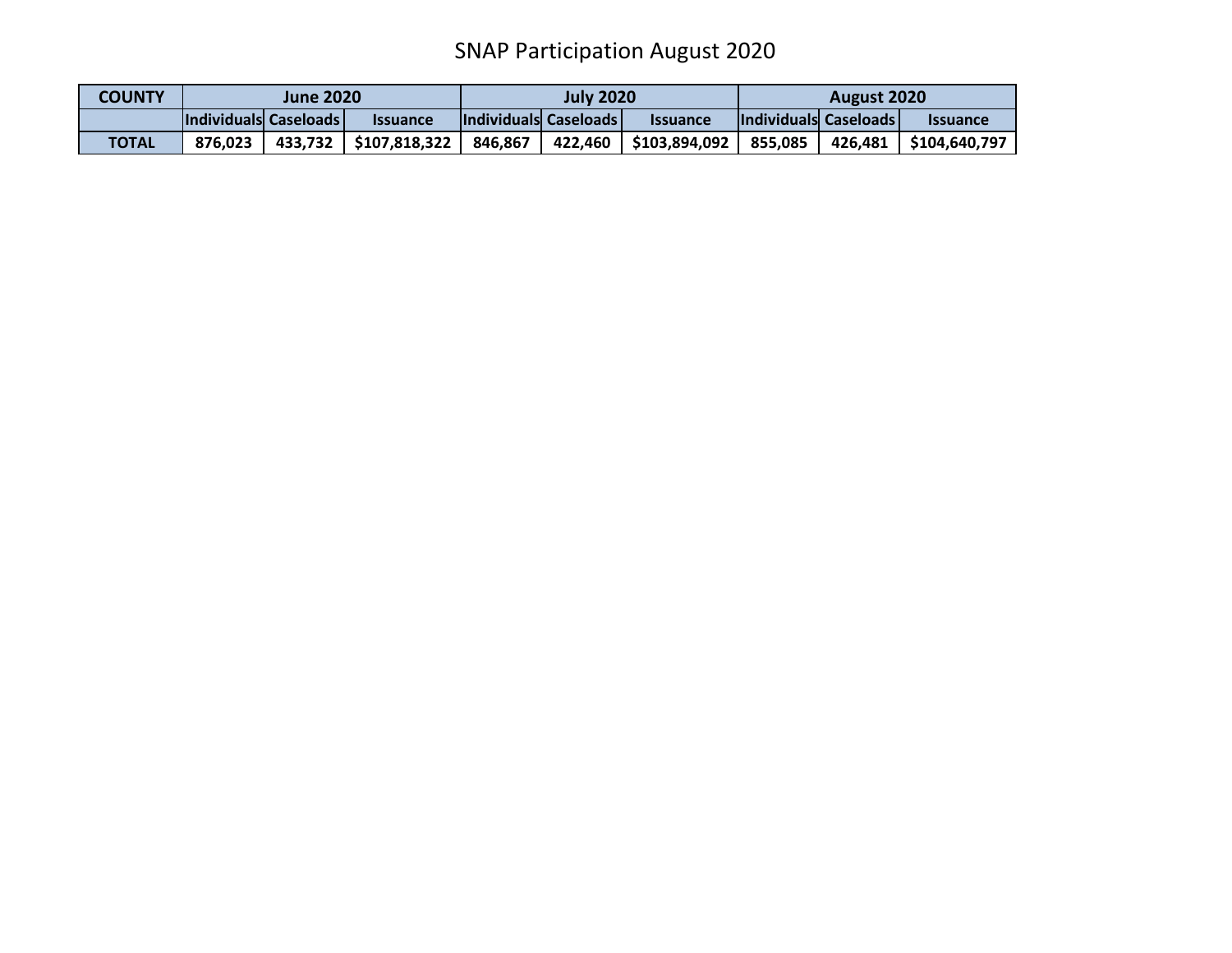# SNAP Participation August 2020

| COUNTY | June 2020 | | | July 2020 | | | August 2020 | | |
|---|---|---|---|---|---|---|---|---|---|
| | Individuals | Caseloads | Issuance | Individuals | Caseloads | Issuance | Individuals | Caseloads | Issuance |
| TOTAL | 876,023 | 433,732 | $107,818,322 | 846,867 | 422,460 | $103,894,092 | 855,085 | 426,481 | $104,640,797 |